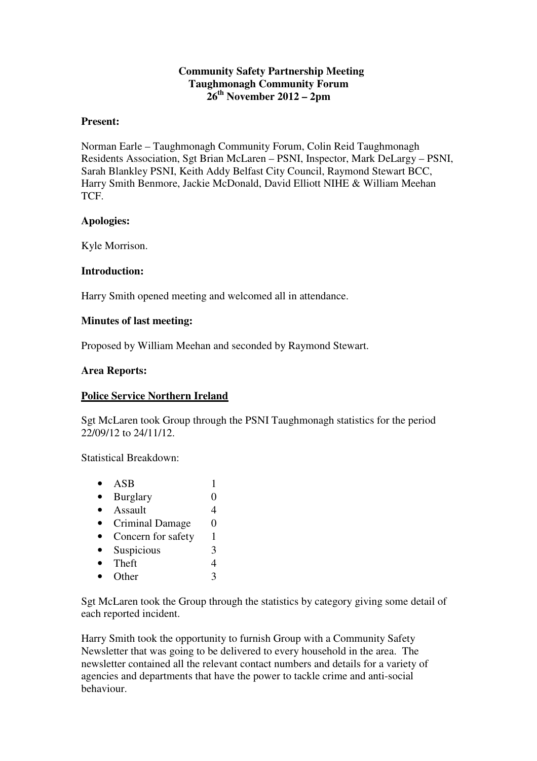**Community Safety Partnership Meeting**
**Taughmonagh Community Forum**
**26th November 2012 – 2pm**

**Present:**

Norman Earle – Taughmonagh Community Forum, Colin Reid Taughmonagh Residents Association, Sgt Brian McLaren – PSNI, Inspector, Mark DeLargy – PSNI, Sarah Blankley PSNI, Keith Addy Belfast City Council, Raymond Stewart BCC, Harry Smith Benmore, Jackie McDonald, David Elliott NIHE & William Meehan TCF.

**Apologies:**

Kyle Morrison.

**Introduction:**

Harry Smith opened meeting and welcomed all in attendance.

**Minutes of last meeting:**

Proposed by William Meehan and seconded by Raymond Stewart.

**Area Reports:**

**Police Service Northern Ireland**

Sgt McLaren took Group through the PSNI Taughmonagh statistics for the period 22/09/12 to 24/11/12.

Statistical Breakdown:

- ASB 1
- Burglary 0
- Assault 4
- Criminal Damage 0
- Concern for safety 1
- Suspicious 3
- Theft 4
- Other 3

Sgt McLaren took the Group through the statistics by category giving some detail of each reported incident.

Harry Smith took the opportunity to furnish Group with a Community Safety Newsletter that was going to be delivered to every household in the area. The newsletter contained all the relevant contact numbers and details for a variety of agencies and departments that have the power to tackle crime and anti-social behaviour.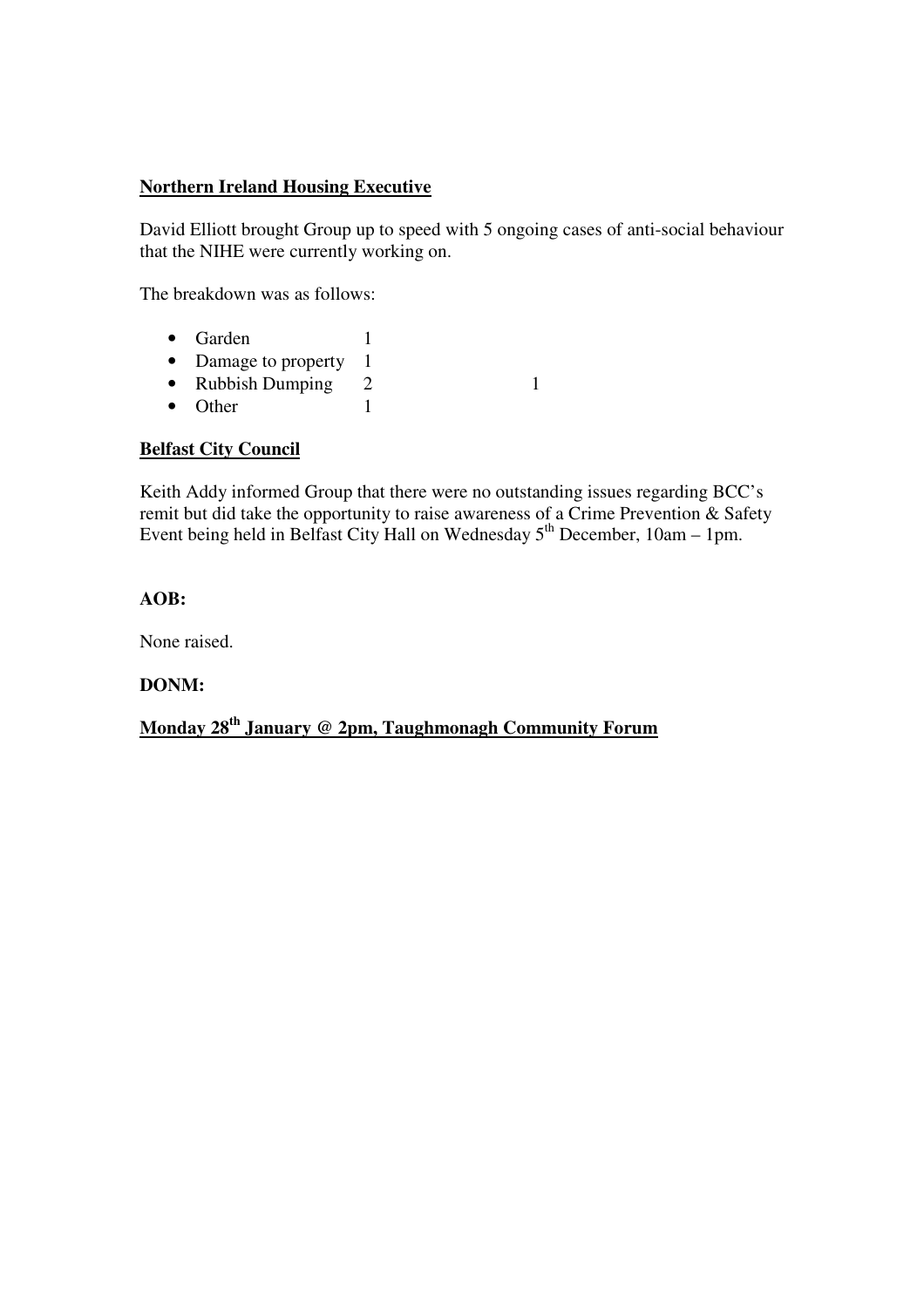**Northern Ireland Housing Executive**

David Elliott brought Group up to speed with 5 ongoing cases of anti-social behaviour that the NIHE were currently working on.

The breakdown was as follows:

- Garden 1
- Damage to property 1
- Rubbish Dumping 2 1
- Other 1

**Belfast City Council**

Keith Addy informed Group that there were no outstanding issues regarding BCC's remit but did take the opportunity to raise awareness of a Crime Prevention & Safety Event being held in Belfast City Hall on Wednesday 5th December, 10am – 1pm.

**AOB:**

None raised.

**DONM:**

**Monday 28th January @ 2pm, Taughmonagh Community Forum**